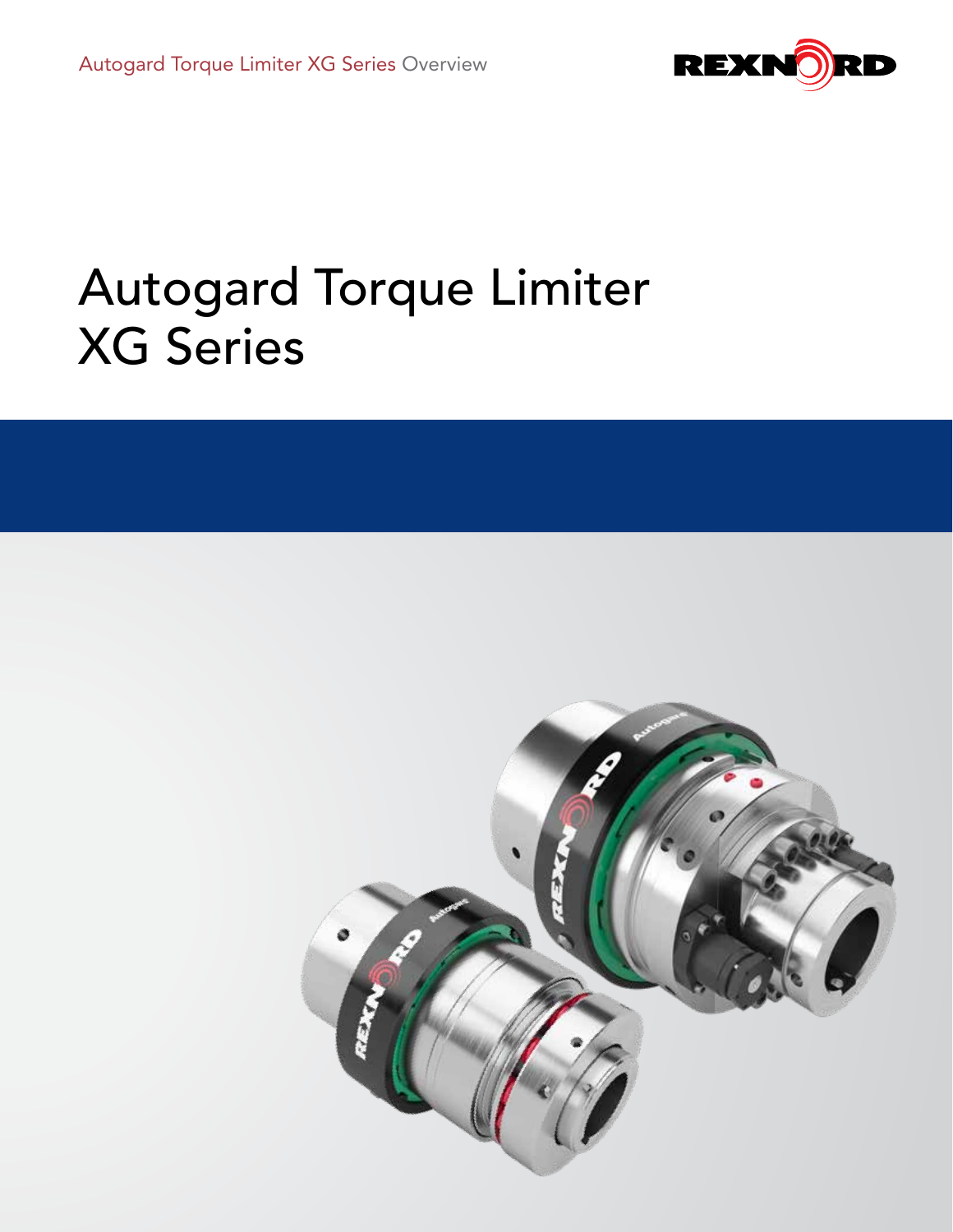# Autogard Torque Limiter XG Series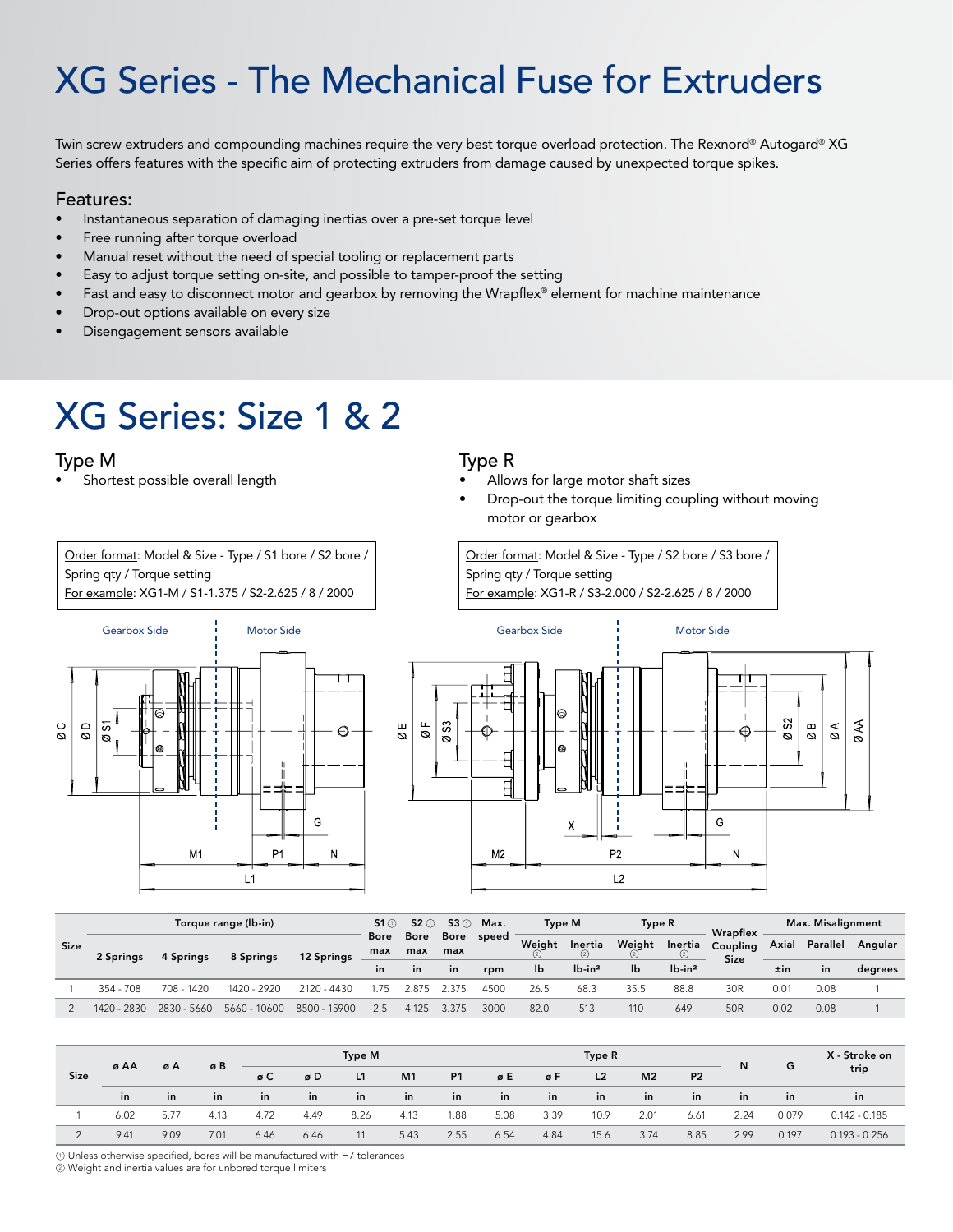# XG Series - The Mechanical Fuse for Extruders

Twin screw extruders and compounding machines require the very best torque overload protection. The Rexnord® Autogard® XG Series offers features with the specific aim of protecting extruders from damage caused by unexpected torque spikes.

## Features:

- Instantaneous separation of damaging inertias over a pre-set torque level
- Free running after torque overload
- Manual reset without the need of special tooling or replacement parts
- Easy to adjust torque setting on-site, and possible to tamper-proof the setting
- Fast and easy to disconnect motor and gearbox by removing the Wrapflex® element for machine maintenance
- Drop-out options available on every size
- Disengagement sensors available

# XG Series: Size 1 & 2

### Type M

- Shortest possible overall length

Order format: Model & Size - Type / S1 bore / S2 bore / Spring qty / Torque setting
For example: XG1-M / S1-1.375 / S2-2.625 / 8 / 2000

### Type R

- Allows for large motor shaft sizes
- Drop-out the torque limiting coupling without moving motor or gearbox

Order format: Model & Size - Type / S2 bore / S3 bore / Spring qty / Torque setting
For example: XG1-R / S3-2.000 / S2-2.625 / 8 / 2000

| Size | Torque range (lb-in) | | | | S1 ① Bore max | S2 ① Bore max | S3 ① Bore max | Max. speed | Type M | | Type R | | Wrapflex Coupling Size | Max. Misalignment | | |
|---|---|---|---|---|---|---|---|---|---|---|---|---|---|---|---|---|
| | 2 Springs | 4 Springs | 8 Springs | 12 Springs | | | | | Weight ② | Inertia ② | Weight ② | Inertia ② | | Axial | Parallel | Angular |
| | | | | | in | in | in | rpm | lb | lb-in² | lb | lb-in² | | ±in | in | degrees |
| 1 | 354 - 708 | 708 - 1420 | 1420 - 2920 | 2120 - 4430 | 1.75 | 2.875 | 2.375 | 4500 | 26.5 | 68.3 | 35.5 | 88.8 | 30R | 0.01 | 0.08 | 1 |
| 2 | 1420 - 2830 | 2830 - 5660 | 5660 - 10600 | 8500 - 15900 | 2.5 | 4.125 | 3.375 | 3000 | 82.0 | 513 | 110 | 649 | 50R | 0.02 | 0.08 | 1 |

| Size | ø AA | ø A | ø B | Type M | | | | | Type R | | | | | N | G | X - Stroke on trip |
|---|---|---|---|---|---|---|---|---|---|---|---|---|---|---|---|---|
| | | | | ø C | ø D | L1 | M1 | P1 | ø E | ø F | L2 | M2 | P2 | | | |
| | in | in | in | in | in | in | in | in | in | in | in | in | in | in | in | in |
| 1 | 6.02 | 5.77 | 4.13 | 4.72 | 4.49 | 8.26 | 4.13 | 1.88 | 5.08 | 3.39 | 10.9 | 2.01 | 6.61 | 2.24 | 0.079 | 0.142 - 0.185 |
| 2 | 9.41 | 9.09 | 7.01 | 6.46 | 6.46 | 11 | 5.43 | 2.55 | 6.54 | 4.84 | 15.6 | 3.74 | 8.85 | 2.99 | 0.197 | 0.193 - 0.256 |

① Unless otherwise specified, bores will be manufactured with H7 tolerances
② Weight and inertia values are for unbored torque limiters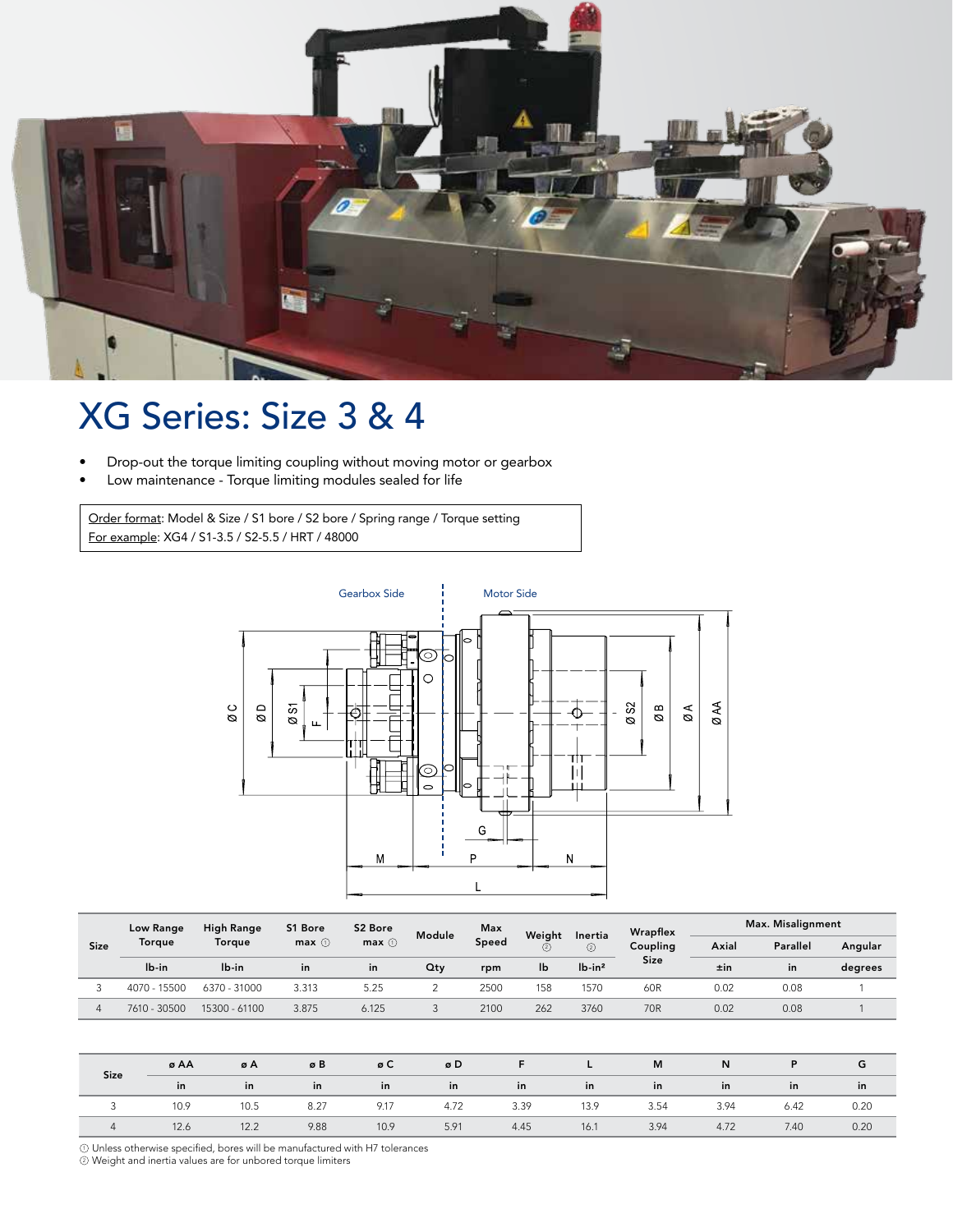# XG Series: Size 3 & 4

- Drop-out the torque limiting coupling without moving motor or gearbox
- Low maintenance - Torque limiting modules sealed for life

Order format: Model & Size / S1 bore / S2 bore / Spring range / Torque setting
For example: XG4 / S1-3.5 / S2-5.5 / HRT / 48000

Gearbox Side | Motor Side

| Size | Low Range Torque | High Range Torque | S1 Bore max ① | S2 Bore max ① | Module | Max Speed | Weight ② | Inertia ② | Wrapflex Coupling Size | Max. Misalignment | | |
|---|---|---|---|---|---|---|---|---|---|---|---|---|
| | | | | | | | | | | Axial | Parallel | Angular |
| | lb-in | lb-in | in | in | Qty | rpm | lb | lb-in² | | ±in | in | degrees |
| 3 | 4070 - 15500 | 6370 - 31000 | 3.313 | 5.25 | 2 | 2500 | 158 | 1570 | 60R | 0.02 | 0.08 | 1 |
| 4 | 7610 - 30500 | 15300 - 61100 | 3.875 | 6.125 | 3 | 2100 | 262 | 3760 | 70R | 0.02 | 0.08 | 1 |

| Size | ø AA | ø A | ø B | ø C | ø D | F | L | M | N | P | G |
|---|---|---|---|---|---|---|---|---|---|---|---|
| | in | in | in | in | in | in | in | in | in | in | in |
| 3 | 10.9 | 10.5 | 8.27 | 9.17 | 4.72 | 3.39 | 13.9 | 3.54 | 3.94 | 6.42 | 0.20 |
| 4 | 12.6 | 12.2 | 9.88 | 10.9 | 5.91 | 4.45 | 16.1 | 3.94 | 4.72 | 7.40 | 0.20 |

① Unless otherwise specified, bores will be manufactured with H7 tolerances
② Weight and inertia values are for unbored torque limiters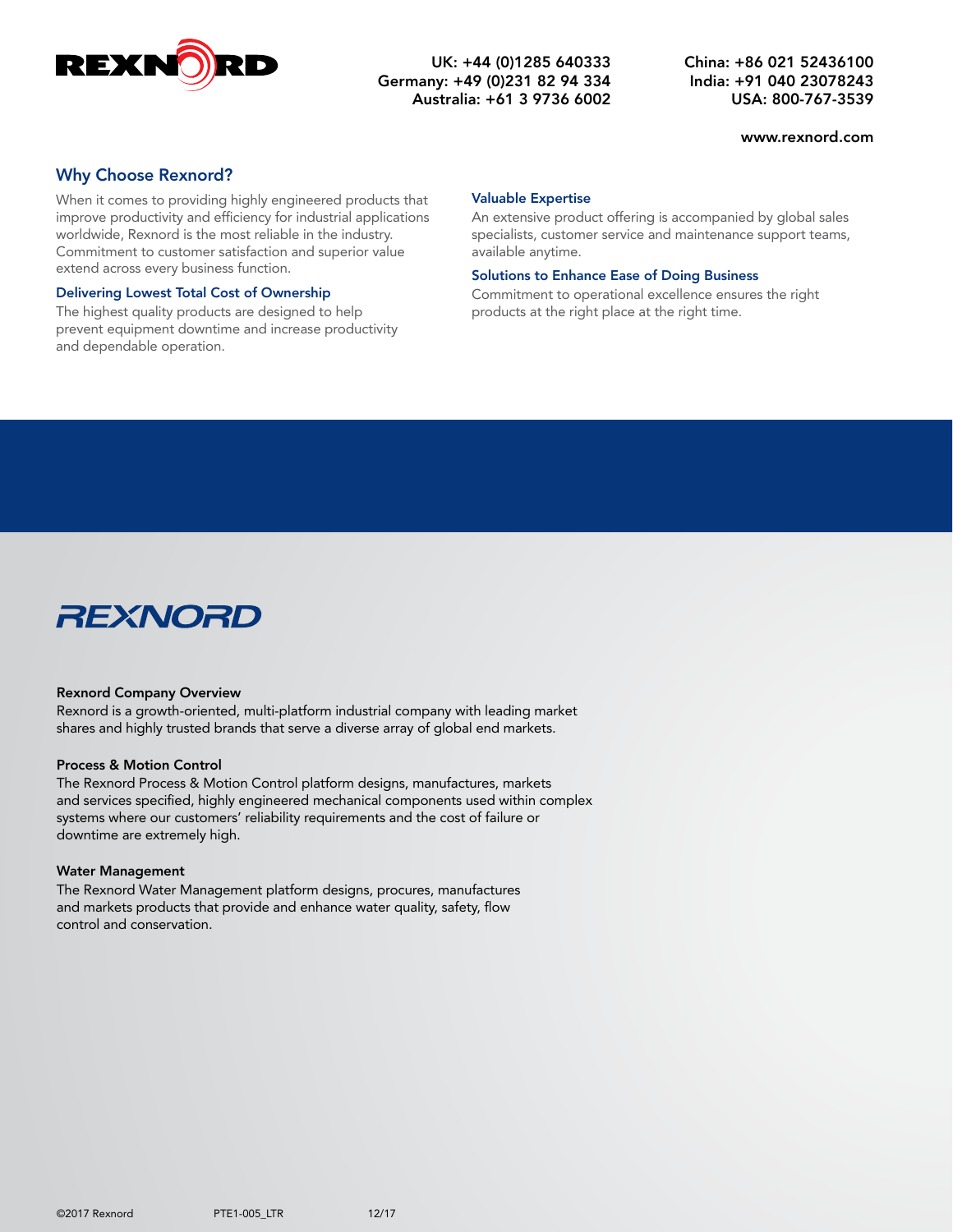UK: +44 (0)1285 640333
Germany: +49 (0)231 82 94 334
Australia: +61 3 9736 6002

China: +86 021 52436100
India: +91 040 23078243
USA: 800-767-3539

www.rexnord.com

## Why Choose Rexnord?

When it comes to providing highly engineered products that improve productivity and efficiency for industrial applications worldwide, Rexnord is the most reliable in the industry. Commitment to customer satisfaction and superior value extend across every business function.

### Delivering Lowest Total Cost of Ownership

The highest quality products are designed to help prevent equipment downtime and increase productivity and dependable operation.

### Valuable Expertise

An extensive product offering is accompanied by global sales specialists, customer service and maintenance support teams, available anytime.

### Solutions to Enhance Ease of Doing Business

Commitment to operational excellence ensures the right products at the right place at the right time.

## REXNORD

**Rexnord Company Overview**

Rexnord is a growth-oriented, multi-platform industrial company with leading market shares and highly trusted brands that serve a diverse array of global end markets.

**Process & Motion Control**

The Rexnord Process & Motion Control platform designs, manufactures, markets and services specified, highly engineered mechanical components used within complex systems where our customers' reliability requirements and the cost of failure or downtime are extremely high.

**Water Management**

The Rexnord Water Management platform designs, procures, manufactures and markets products that provide and enhance water quality, safety, flow control and conservation.

©2017 Rexnord PTE1-005_LTR 12/17